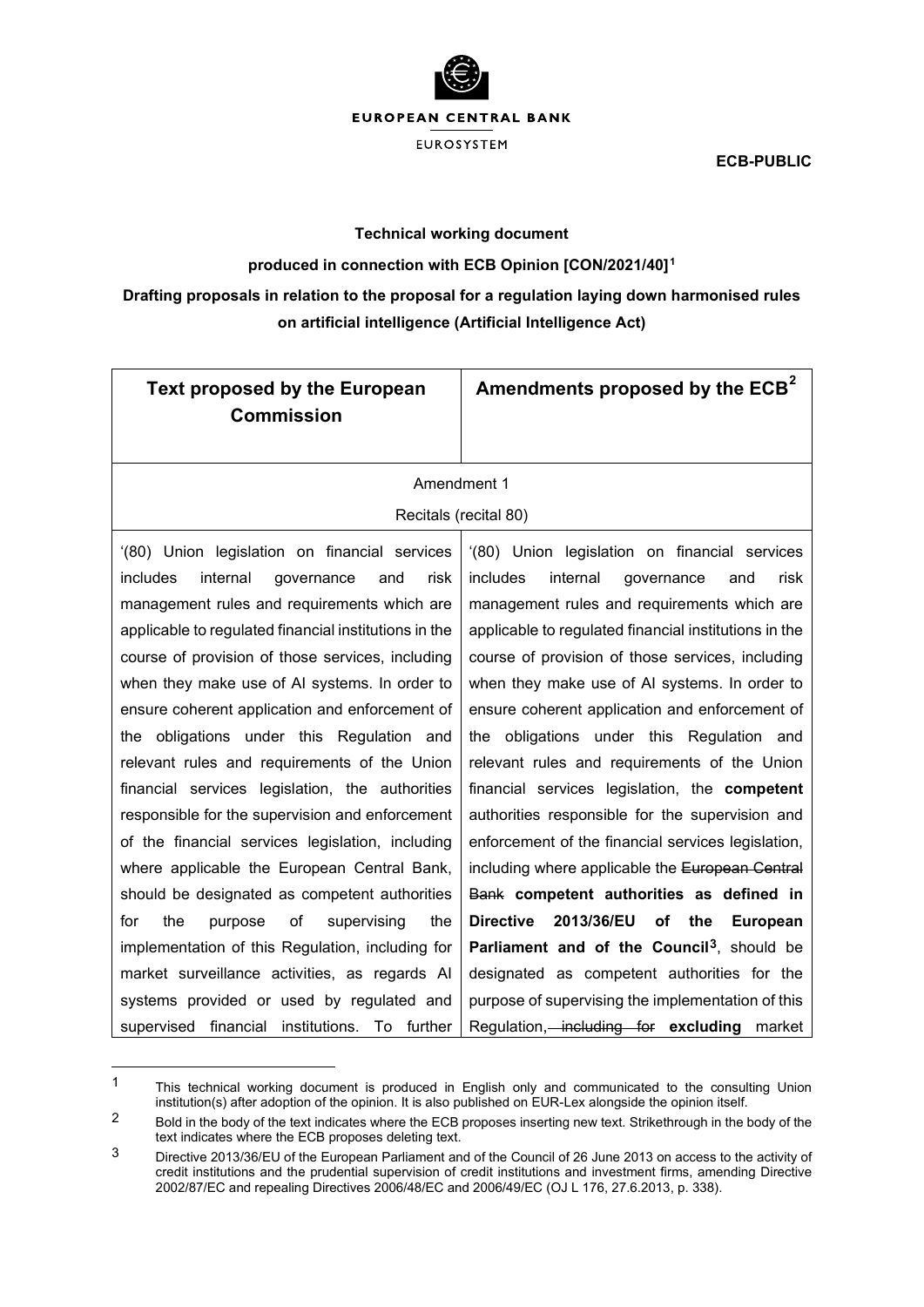EUROPEAN CENTRAL BANK

EUROSYSTEM

**ECB-PUBLIC**

**Technical working document**

**produced in connection with ECB Opinion [CON/2021/40][1]**

**Drafting proposals in relation to the proposal for a regulation laying down harmonised rules on artificial intelligence (Artificial Intelligence Act)**

| **Text proposed by the European Commission** | **Amendments proposed by the ECB[2]** |
|---|---|
| Amendment 1 | |
| Recitals (recital 80) | |
| '(80) Union legislation on financial services includes internal governance and risk management rules and requirements which are applicable to regulated financial institutions in the course of provision of those services, including when they make use of AI systems. In order to ensure coherent application and enforcement of the obligations under this Regulation and relevant rules and requirements of the Union financial services legislation, the authorities responsible for the supervision and enforcement of the financial services legislation, including where applicable the European Central Bank, should be designated as competent authorities for the purpose of supervising the implementation of this Regulation, including for market surveillance activities, as regards AI systems provided or used by regulated and supervised financial institutions. To further | '(80) Union legislation on financial services includes internal governance and risk management rules and requirements which are applicable to regulated financial institutions in the course of provision of those services, including when they make use of AI systems. In order to ensure coherent application and enforcement of the obligations under this Regulation and relevant rules and requirements of the Union financial services legislation, the **competent** authorities responsible for the supervision and enforcement of the financial services legislation, including where applicable the ~~European Central Bank~~ **competent authorities as defined in Directive 2013/36/EU of the European Parliament and of the Council[3]**, should be designated as competent authorities for the purpose of supervising the implementation of this Regulation, ~~including for~~ **excluding** market |

[1] This technical working document is produced in English only and communicated to the consulting Union institution(s) after adoption of the opinion. It is also published on EUR-Lex alongside the opinion itself.

[2] Bold in the body of the text indicates where the ECB proposes inserting new text. Strikethrough in the body of the text indicates where the ECB proposes deleting text.

[3] Directive 2013/36/EU of the European Parliament and of the Council of 26 June 2013 on access to the activity of credit institutions and the prudential supervision of credit institutions and investment firms, amending Directive 2002/87/EC and repealing Directives 2006/48/EC and 2006/49/EC (OJ L 176, 27.6.2013, p. 338).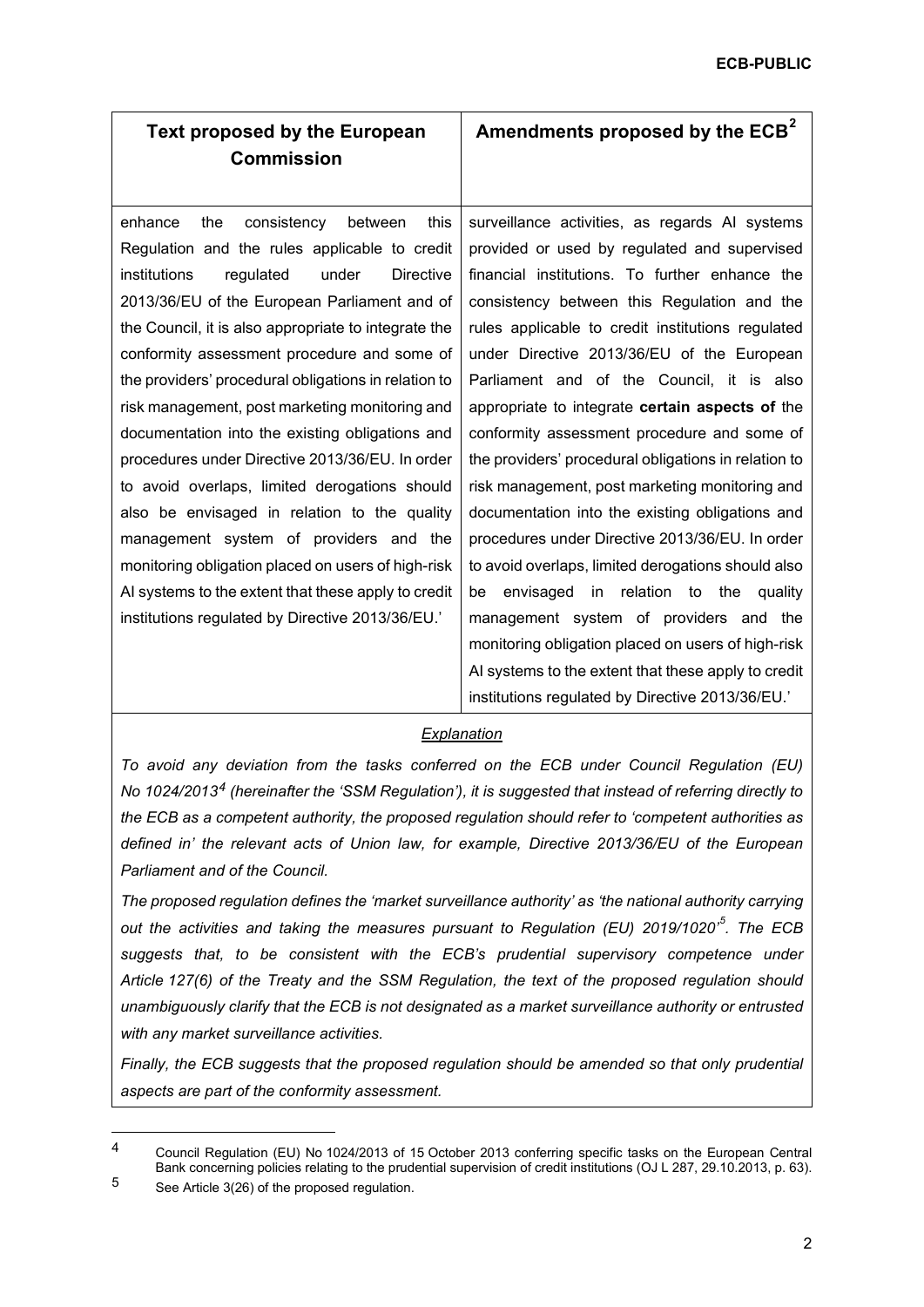| Text proposed by the European Commission | Amendments proposed by the ECB[2] |
|---|---|
| enhance the consistency between this Regulation and the rules applicable to credit institutions regulated under Directive 2013/36/EU of the European Parliament and of the Council, it is also appropriate to integrate the conformity assessment procedure and some of the providers' procedural obligations in relation to risk management, post marketing monitoring and documentation into the existing obligations and procedures under Directive 2013/36/EU. In order to avoid overlaps, limited derogations should also be envisaged in relation to the quality management system of providers and the monitoring obligation placed on users of high-risk AI systems to the extent that these apply to credit institutions regulated by Directive 2013/36/EU.' | surveillance activities, as regards AI systems provided or used by regulated and supervised financial institutions. To further enhance the consistency between this Regulation and the rules applicable to credit institutions regulated under Directive 2013/36/EU of the European Parliament and of the Council, it is also appropriate to integrate **certain aspects of** the conformity assessment procedure and some of the providers' procedural obligations in relation to risk management, post marketing monitoring and documentation into the existing obligations and procedures under Directive 2013/36/EU. In order to avoid overlaps, limited derogations should also be envisaged in relation to the quality management system of providers and the monitoring obligation placed on users of high-risk AI systems to the extent that these apply to credit institutions regulated by Directive 2013/36/EU.' |

*Explanation*

*To avoid any deviation from the tasks conferred on the ECB under Council Regulation (EU) No 1024/2013[4] (hereinafter the 'SSM Regulation'), it is suggested that instead of referring directly to the ECB as a competent authority, the proposed regulation should refer to 'competent authorities as defined in' the relevant acts of Union law, for example, Directive 2013/36/EU of the European Parliament and of the Council.*

*The proposed regulation defines the 'market surveillance authority' as 'the national authority carrying out the activities and taking the measures pursuant to Regulation (EU) 2019/1020'[5]. The ECB suggests that, to be consistent with the ECB's prudential supervisory competence under Article 127(6) of the Treaty and the SSM Regulation, the text of the proposed regulation should unambiguously clarify that the ECB is not designated as a market surveillance authority or entrusted with any market surveillance activities.*

*Finally, the ECB suggests that the proposed regulation should be amended so that only prudential aspects are part of the conformity assessment.*

---

4 Council Regulation (EU) No 1024/2013 of 15 October 2013 conferring specific tasks on the European Central Bank concerning policies relating to the prudential supervision of credit institutions (OJ L 287, 29.10.2013, p. 63).

5 See Article 3(26) of the proposed regulation.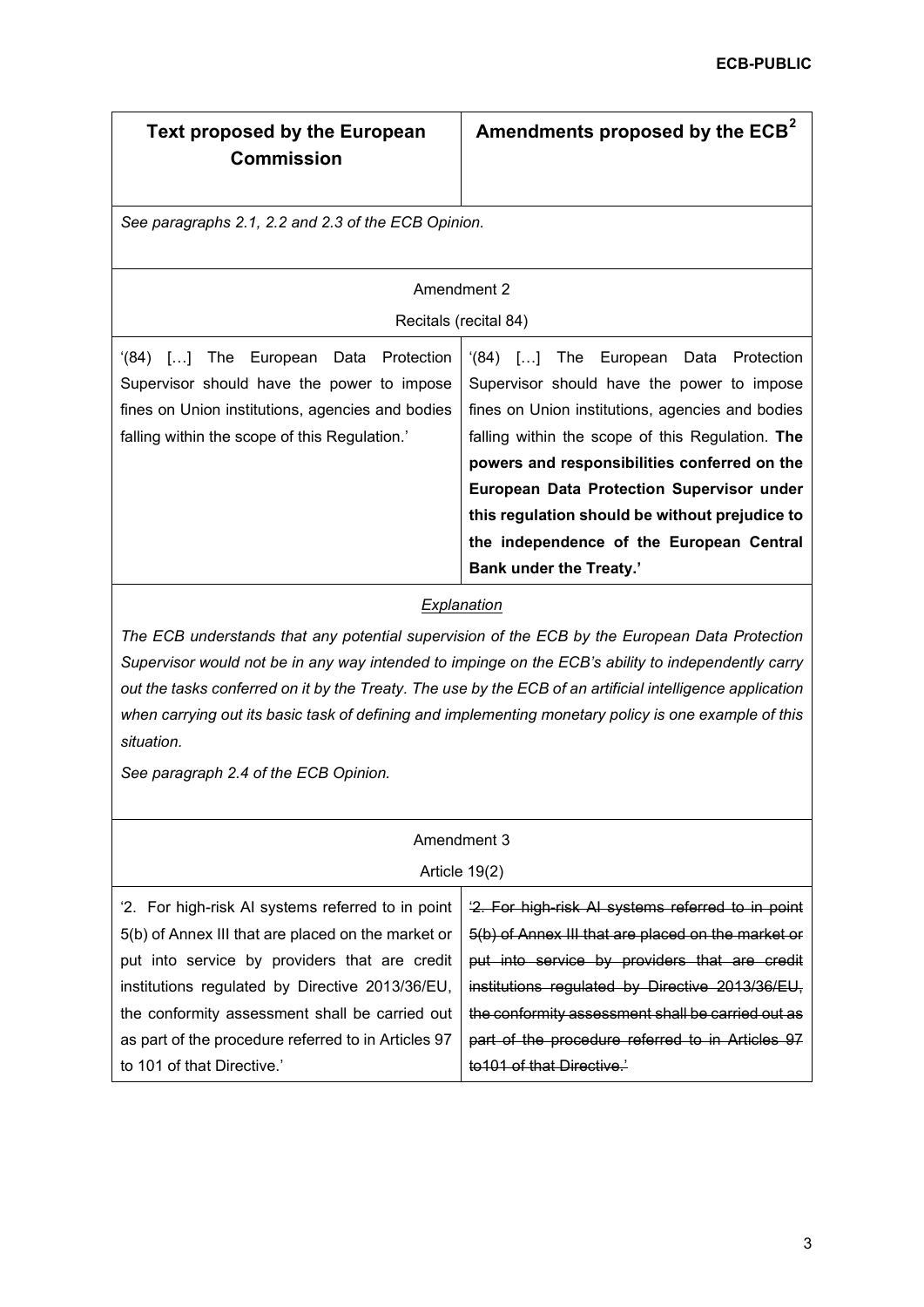| Text proposed by the European Commission | Amendments proposed by the ECB[2] |
|---|---|
| *See paragraphs 2.1, 2.2 and 2.3 of the ECB Opinion.* | |
| **Amendment 2** | |
| Recitals (recital 84) | |
| '(84) […] The European Data Protection Supervisor should have the power to impose fines on Union institutions, agencies and bodies falling within the scope of this Regulation.' | '(84) […] The European Data Protection Supervisor should have the power to impose fines on Union institutions, agencies and bodies falling within the scope of this Regulation. **The powers and responsibilities conferred on the European Data Protection Supervisor under this regulation should be without prejudice to the independence of the European Central Bank under the Treaty.'** |
| *Explanation* | |
| *The ECB understands that any potential supervision of the ECB by the European Data Protection Supervisor would not be in any way intended to impinge on the ECB's ability to independently carry out the tasks conferred on it by the Treaty. The use by the ECB of an artificial intelligence application when carrying out its basic task of defining and implementing monetary policy is one example of this situation.* <br> *See paragraph 2.4 of the ECB Opinion.* | |
| **Amendment 3** | |
| Article 19(2) | |
| '2. For high-risk AI systems referred to in point 5(b) of Annex III that are placed on the market or put into service by providers that are credit institutions regulated by Directive 2013/36/EU, the conformity assessment shall be carried out as part of the procedure referred to in Articles 97 to 101 of that Directive.' | ~~'2. For high-risk AI systems referred to in point 5(b) of Annex III that are placed on the market or put into service by providers that are credit institutions regulated by Directive 2013/36/EU, the conformity assessment shall be carried out as part of the procedure referred to in Articles 97 to101 of that Directive.'~~ |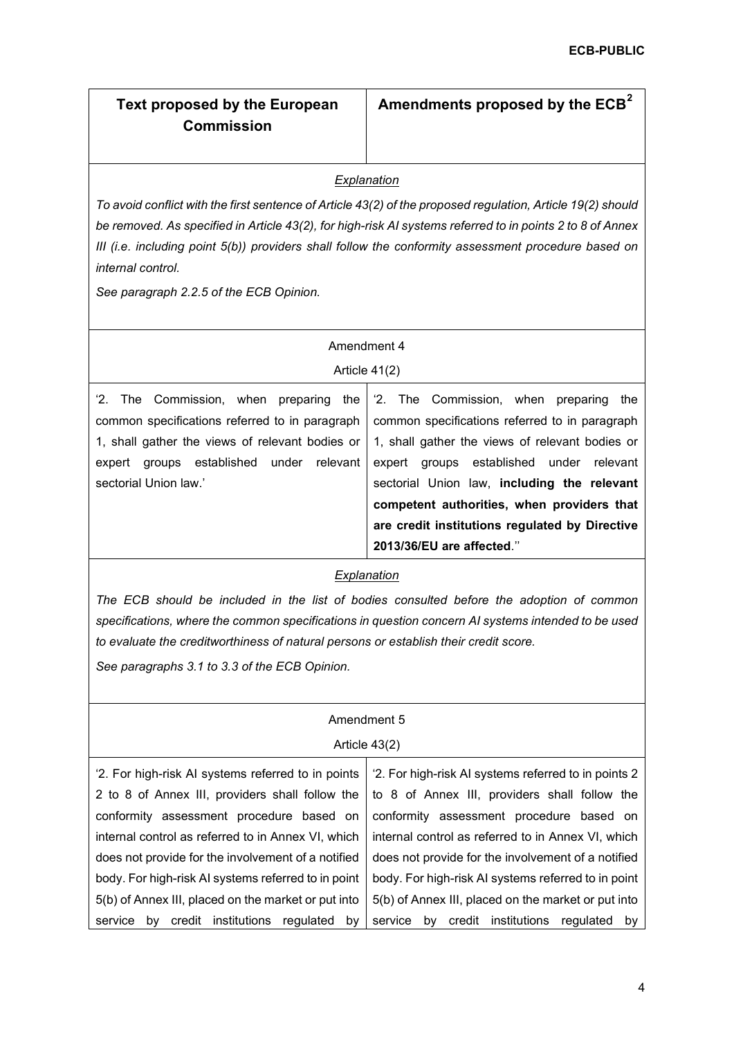| Text proposed by the European Commission | Amendments proposed by the ECB[2] |
|---|---|
| ***Explanation*** | |
| *To avoid conflict with the first sentence of Article 43(2) of the proposed regulation, Article 19(2) should be removed. As specified in Article 43(2), for high-risk AI systems referred to in points 2 to 8 of Annex III (i.e. including point 5(b)) providers shall follow the conformity assessment procedure based on internal control.* *See paragraph 2.2.5 of the ECB Opinion.* | |
| Amendment 4 Article 41(2) | |
| '2. The Commission, when preparing the common specifications referred to in paragraph 1, shall gather the views of relevant bodies or expert groups established under relevant sectorial Union law.' | '2. The Commission, when preparing the common specifications referred to in paragraph 1, shall gather the views of relevant bodies or expert groups established under relevant sectorial Union law, **including the relevant competent authorities, when providers that are credit institutions regulated by Directive 2013/36/EU are affected**.'' |
| ***Explanation*** | |
| *The ECB should be included in the list of bodies consulted before the adoption of common specifications, where the common specifications in question concern AI systems intended to be used to evaluate the creditworthiness of natural persons or establish their credit score.* *See paragraphs 3.1 to 3.3 of the ECB Opinion.* | |
| Amendment 5 Article 43(2) | |
| '2. For high-risk AI systems referred to in points 2 to 8 of Annex III, providers shall follow the conformity assessment procedure based on internal control as referred to in Annex VI, which does not provide for the involvement of a notified body. For high-risk AI systems referred to in point 5(b) of Annex III, placed on the market or put into service by credit institutions regulated by | '2. For high-risk AI systems referred to in points 2 to 8 of Annex III, providers shall follow the conformity assessment procedure based on internal control as referred to in Annex VI, which does not provide for the involvement of a notified body. For high-risk AI systems referred to in point 5(b) of Annex III, placed on the market or put into service by credit institutions regulated by |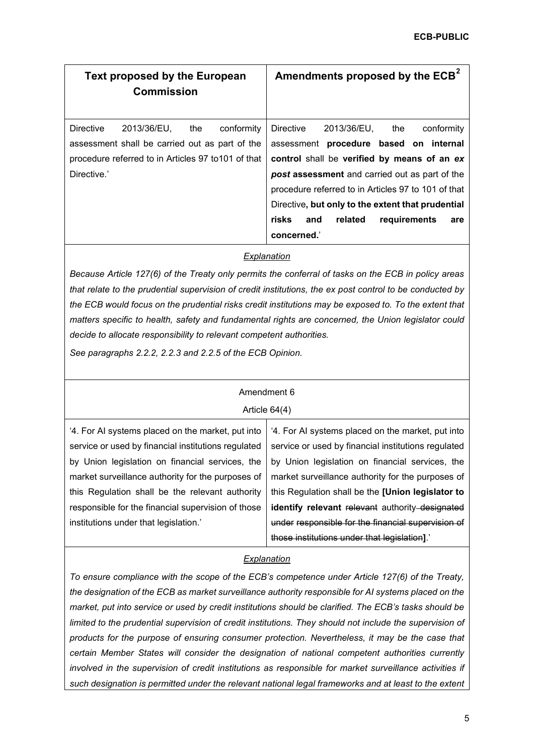| Text proposed by the European Commission | Amendments proposed by the ECB[2] |
|---|---|
| Directive 2013/36/EU, the conformity assessment shall be carried out as part of the procedure referred to in Articles 97 to101 of that Directive.' | Directive 2013/36/EU, the conformity assessment **procedure based on internal control** shall be **verified by means of an *ex post* assessment** and carried out as part of the procedure referred to in Articles 97 to 101 of that Directive**, but only to the extent that prudential risks and related requirements are concerned.**' |

<u>*Explanation*</u>

*Because Article 127(6) of the Treaty only permits the conferral of tasks on the ECB in policy areas that relate to the prudential supervision of credit institutions, the ex post control to be conducted by the ECB would focus on the prudential risks credit institutions may be exposed to. To the extent that matters specific to health, safety and fundamental rights are concerned, the Union legislator could decide to allocate responsibility to relevant competent authorities.*

*See paragraphs 2.2.2, 2.2.3 and 2.2.5 of the ECB Opinion.*

Amendment 6

Article 64(4)

| Text proposed by the European Commission | Amendments proposed by the ECB |
|---|---|
| '4. For AI systems placed on the market, put into service or used by financial institutions regulated by Union legislation on financial services, the market surveillance authority for the purposes of this Regulation shall be the relevant authority responsible for the financial supervision of those institutions under that legislation.' | '4. For AI systems placed on the market, put into service or used by financial institutions regulated by Union legislation on financial services, the market surveillance authority for the purposes of this Regulation shall be the **[Union legislator to identify relevant** ~~relevant~~ authority ~~designated under responsible for the financial supervision of those institutions under that legislation~~**]**.' |

<u>*Explanation*</u>

*To ensure compliance with the scope of the ECB's competence under Article 127(6) of the Treaty, the designation of the ECB as market surveillance authority responsible for AI systems placed on the market, put into service or used by credit institutions should be clarified. The ECB's tasks should be limited to the prudential supervision of credit institutions. They should not include the supervision of products for the purpose of ensuring consumer protection. Nevertheless, it may be the case that certain Member States will consider the designation of national competent authorities currently involved in the supervision of credit institutions as responsible for market surveillance activities if such designation is permitted under the relevant national legal frameworks and at least to the extent*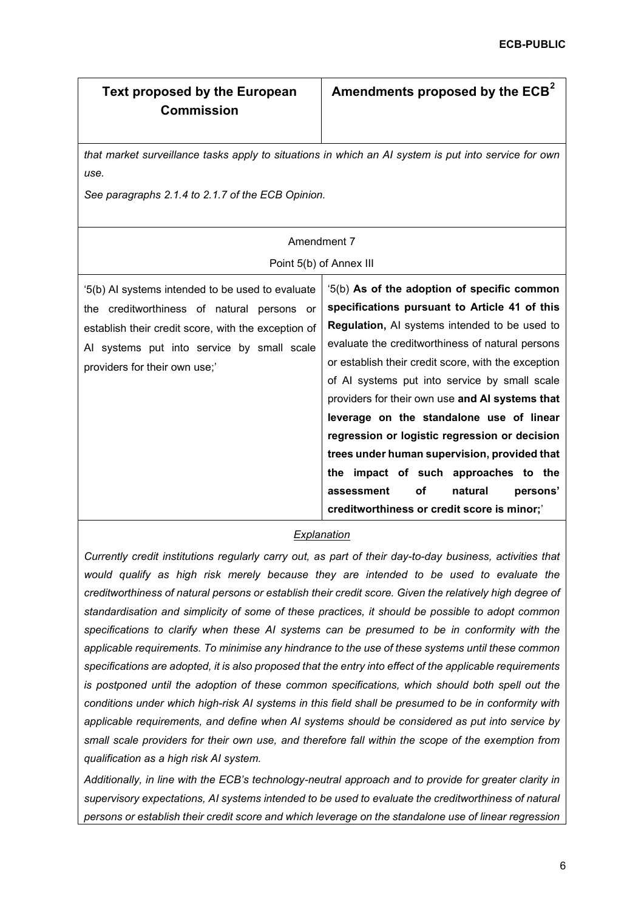| Text proposed by the European Commission | Amendments proposed by the ECB[2] |
|---|---|
| *that market surveillance tasks apply to situations in which an AI system is put into service for own use.* *See paragraphs 2.1.4 to 2.1.7 of the ECB Opinion.* | |
| Amendment 7 Point 5(b) of Annex III | |
| '5(b) AI systems intended to be used to evaluate the creditworthiness of natural persons or establish their credit score, with the exception of AI systems put into service by small scale providers for their own use;' | '5(b) **As of the adoption of specific common specifications pursuant to Article 41 of this Regulation,** AI systems intended to be used to evaluate the creditworthiness of natural persons or establish their credit score, with the exception of AI systems put into service by small scale providers for their own use **and AI systems that leverage on the standalone use of linear regression or logistic regression or decision trees under human supervision, provided that the impact of such approaches to the assessment of natural persons' creditworthiness or credit score is minor;**' |
| *Explanation* *Currently credit institutions regularly carry out, as part of their day-to-day business, activities that would qualify as high risk merely because they are intended to be used to evaluate the creditworthiness of natural persons or establish their credit score. Given the relatively high degree of standardisation and simplicity of some of these practices, it should be possible to adopt common specifications to clarify when these AI systems can be presumed to be in conformity with the applicable requirements. To minimise any hindrance to the use of these systems until these common specifications are adopted, it is also proposed that the entry into effect of the applicable requirements is postponed until the adoption of these common specifications, which should both spell out the conditions under which high-risk AI systems in this field shall be presumed to be in conformity with applicable requirements, and define when AI systems should be considered as put into service by small scale providers for their own use, and therefore fall within the scope of the exemption from qualification as a high risk AI system.* *Additionally, in line with the ECB's technology-neutral approach and to provide for greater clarity in supervisory expectations, AI systems intended to be used to evaluate the creditworthiness of natural persons or establish their credit score and which leverage on the standalone use of linear regression* | |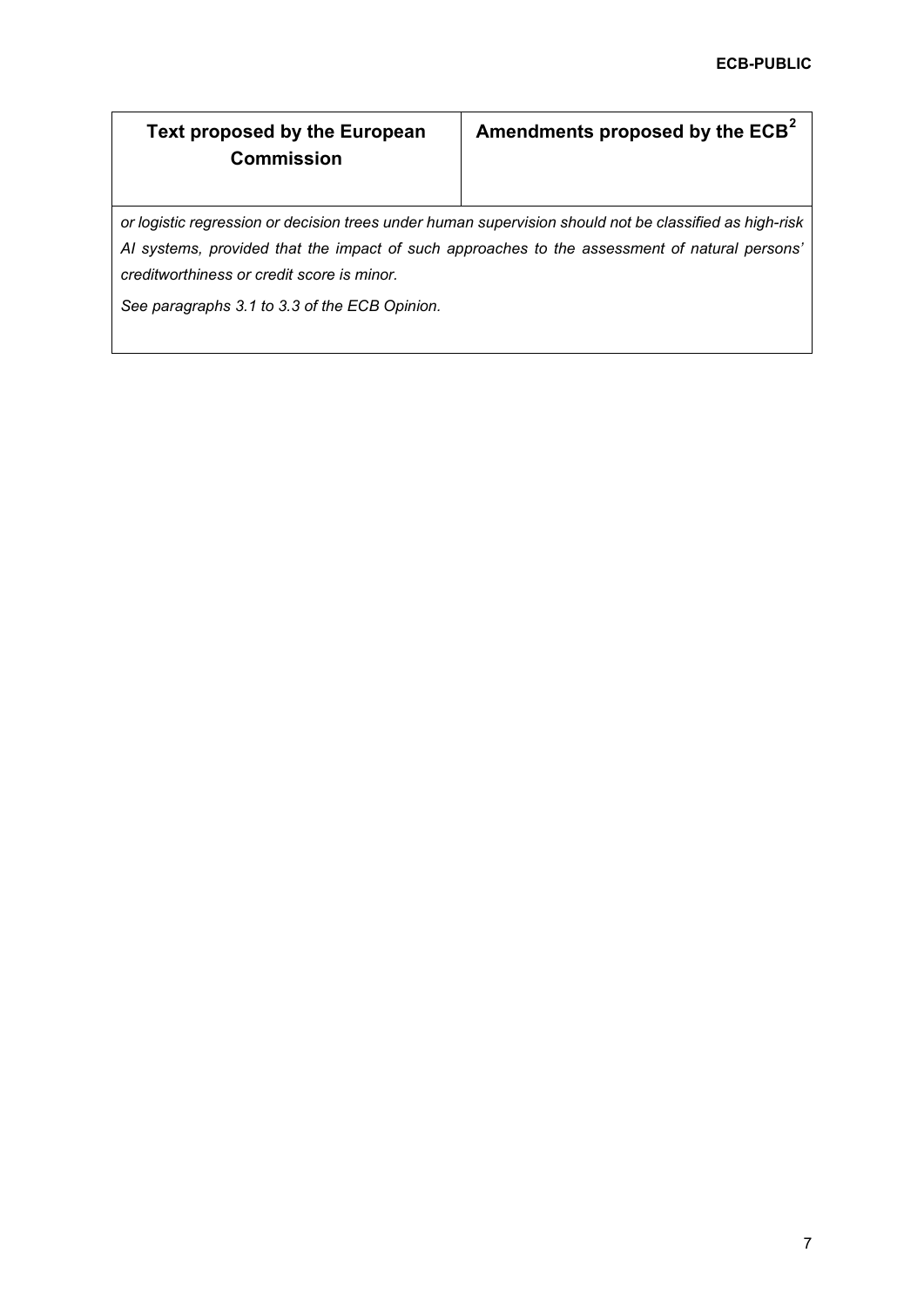| Text proposed by the European Commission | Amendments proposed by the ECB[2] |
| --- | --- |
| *or logistic regression or decision trees under human supervision should not be classified as high-risk AI systems, provided that the impact of such approaches to the assessment of natural persons' creditworthiness or credit score is minor.* <br><br> *See paragraphs 3.1 to 3.3 of the ECB Opinion.* | |